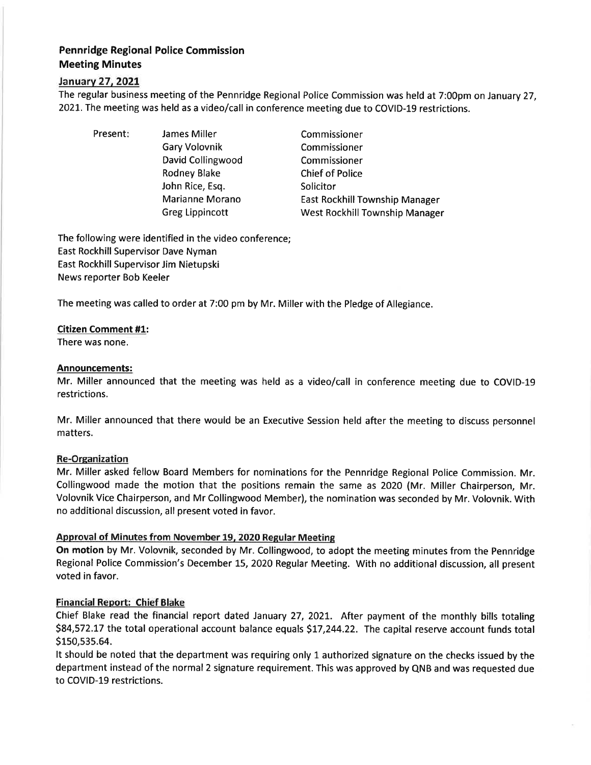## Pennridge Regional Police Commission
## Meeting Minutes

### January 27, 2021

The regular business meeting of the Pennridge Regional Police Commission was held at 7:00pm on January 27, 2021. The meeting was held as a video/call in conference meeting due to COVID-19 restrictions.

| Present: | James Miller | Commissioner |
|---|---|---|
| | Gary Volovnik | Commissioner |
| | David Collingwood | Commissioner |
| | Rodney Blake | Chief of Police |
| | John Rice, Esq. | Solicitor |
| | Marianne Morano | East Rockhill Township Manager |
| | Greg Lippincott | West Rockhill Township Manager |

The following were identified in the video conference;
East Rockhill Supervisor Dave Nyman
East Rockhill Supervisor Jim Nietupski
News reporter Bob Keeler

The meeting was called to order at 7:00 pm by Mr. Miller with the Pledge of Allegiance.

**Citizen Comment #1:**
There was none.

**Announcements:**
Mr. Miller announced that the meeting was held as a video/call in conference meeting due to COVID-19 restrictions.

Mr. Miller announced that there would be an Executive Session held after the meeting to discuss personnel matters.

**Re-Organization**
Mr. Miller asked fellow Board Members for nominations for the Pennridge Regional Police Commission. Mr. Collingwood made the motion that the positions remain the same as 2020 (Mr. Miller Chairperson, Mr. Volovnik Vice Chairperson, and Mr Collingwood Member), the nomination was seconded by Mr. Volovnik. With no additional discussion, all present voted in favor.

**Approval of Minutes from November 19, 2020 Regular Meeting**
**On motion** by Mr. Volovnik, seconded by Mr. Collingwood, to adopt the meeting minutes from the Pennridge Regional Police Commission's December 15, 2020 Regular Meeting. With no additional discussion, all present voted in favor.

**Financial Report: Chief Blake**
Chief Blake read the financial report dated January 27, 2021. After payment of the monthly bills totaling $84,572.17 the total operational account balance equals $17,244.22. The capital reserve account funds total $150,535.64.
It should be noted that the department was requiring only 1 authorized signature on the checks issued by the department instead of the normal 2 signature requirement. This was approved by QNB and was requested due to COVID-19 restrictions.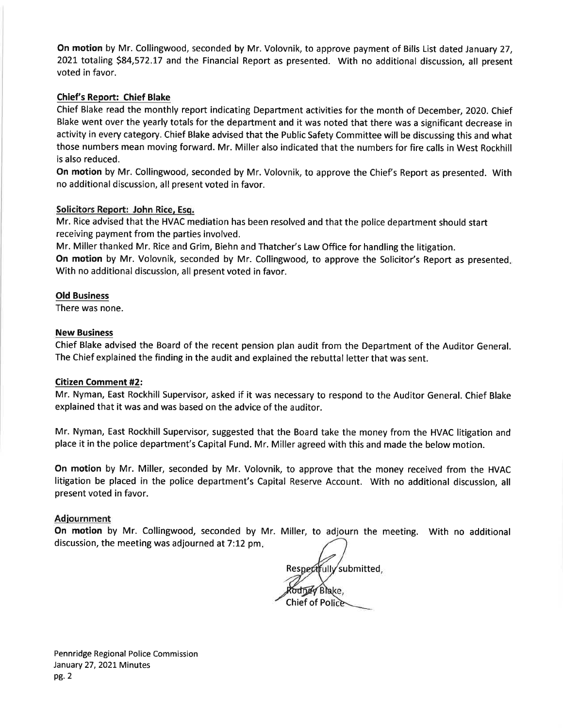**On motion** by Mr. Collingwood, seconded by Mr. Volovnik, to approve payment of Bills List dated January 27, 2021 totaling $84,572.17 and the Financial Report as presented. With no additional discussion, all present voted in favor.

## Chief's Report: Chief Blake

Chief Blake read the monthly report indicating Department activities for the month of December, 2020. Chief Blake went over the yearly totals for the department and it was noted that there was a significant decrease in activity in every category. Chief Blake advised that the Public Safety Committee will be discussing this and what those numbers mean moving forward. Mr. Miller also indicated that the numbers for fire calls in West Rockhill is also reduced.

**On motion** by Mr. Collingwood, seconded by Mr. Volovnik, to approve the Chief's Report as presented. With no additional discussion, all present voted in favor.

## Solicitors Report: John Rice, Esq.

Mr. Rice advised that the HVAC mediation has been resolved and that the police department should start receiving payment from the parties involved.

Mr. Miller thanked Mr. Rice and Grim, Biehn and Thatcher's Law Office for handling the litigation.

**On motion** by Mr. Volovnik, seconded by Mr. Collingwood, to approve the Solicitor's Report as presented. With no additional discussion, all present voted in favor.

## Old Business

There was none.

## New Business

Chief Blake advised the Board of the recent pension plan audit from the Department of the Auditor General. The Chief explained the finding in the audit and explained the rebuttal letter that was sent.

## Citizen Comment #2:

Mr. Nyman, East Rockhill Supervisor, asked if it was necessary to respond to the Auditor General. Chief Blake explained that it was and was based on the advice of the auditor.

Mr. Nyman, East Rockhill Supervisor, suggested that the Board take the money from the HVAC litigation and place it in the police department's Capital Fund. Mr. Miller agreed with this and made the below motion.

**On motion** by Mr. Miller, seconded by Mr. Volovnik, to approve that the money received from the HVAC litigation be placed in the police department's Capital Reserve Account. With no additional discussion, all present voted in favor.

## Adjournment

**On motion** by Mr. Collingwood, seconded by Mr. Miller, to adjourn the meeting. With no additional discussion, the meeting was adjourned at 7:12 pm.

Respectfully submitted,

Rodney Blake,
Chief of Police

Pennridge Regional Police Commission
January 27, 2021 Minutes